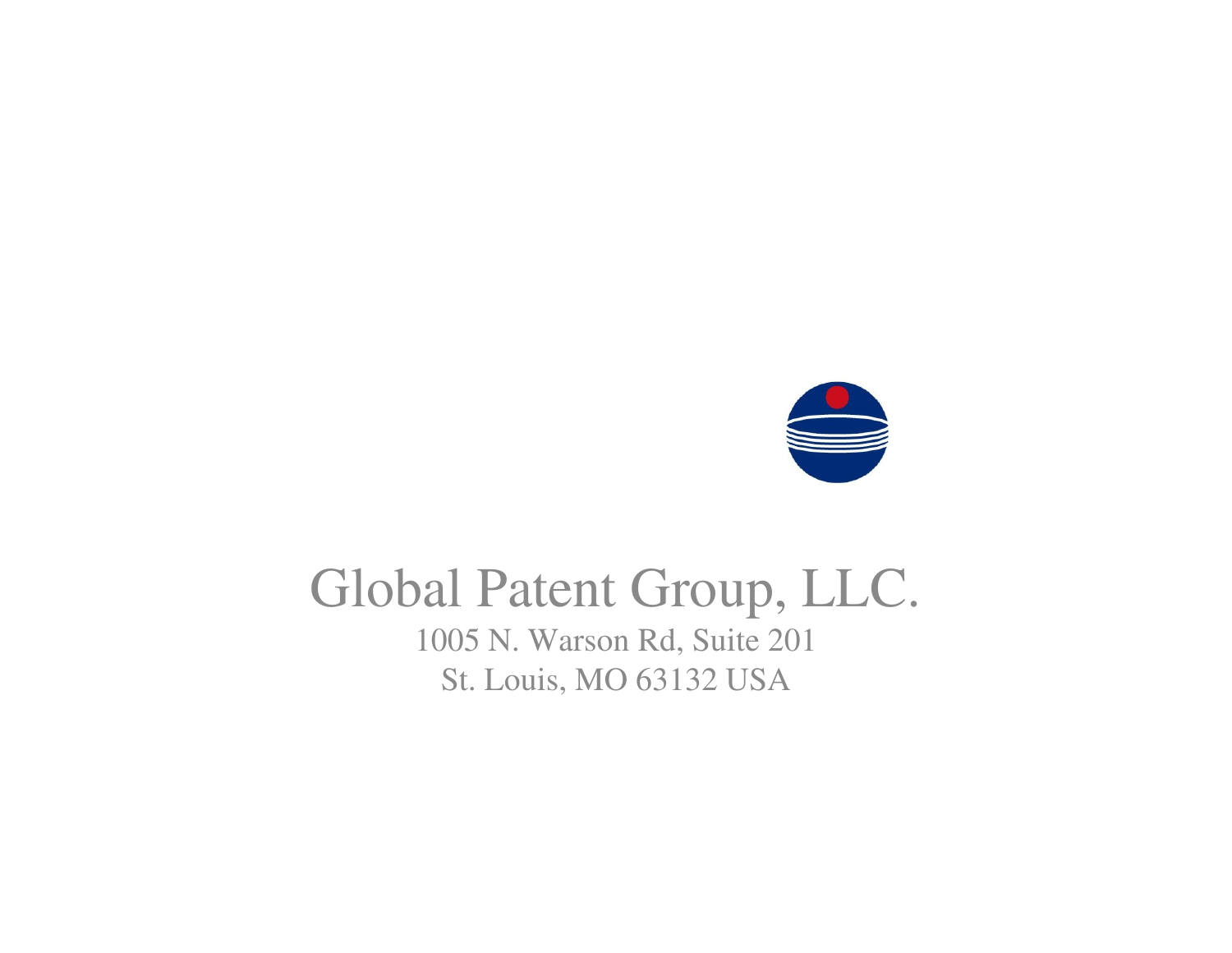# Global Patent Group, LLC.

1005 N. Warson Rd, Suite 201
St. Louis, MO 63132 USA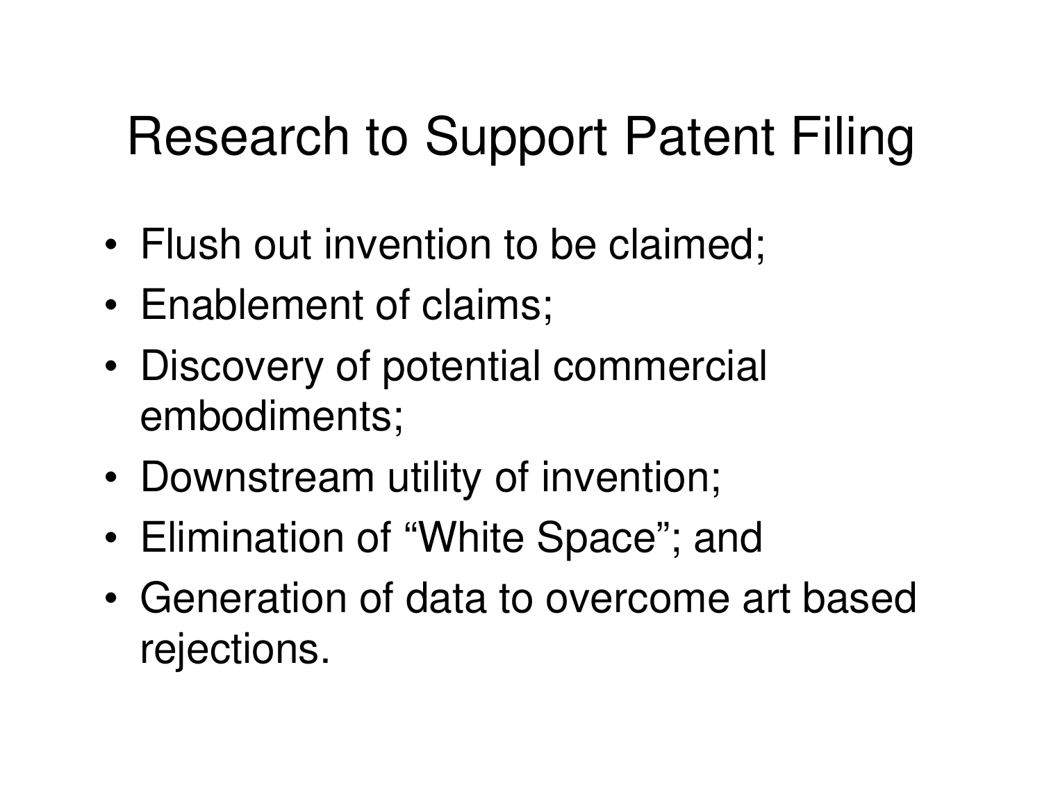# Research to Support Patent Filing

- Flush out invention to be claimed;
- Enablement of claims;
- Discovery of potential commercial embodiments;
- Downstream utility of invention;
- Elimination of “White Space”; and
- Generation of data to overcome art based rejections.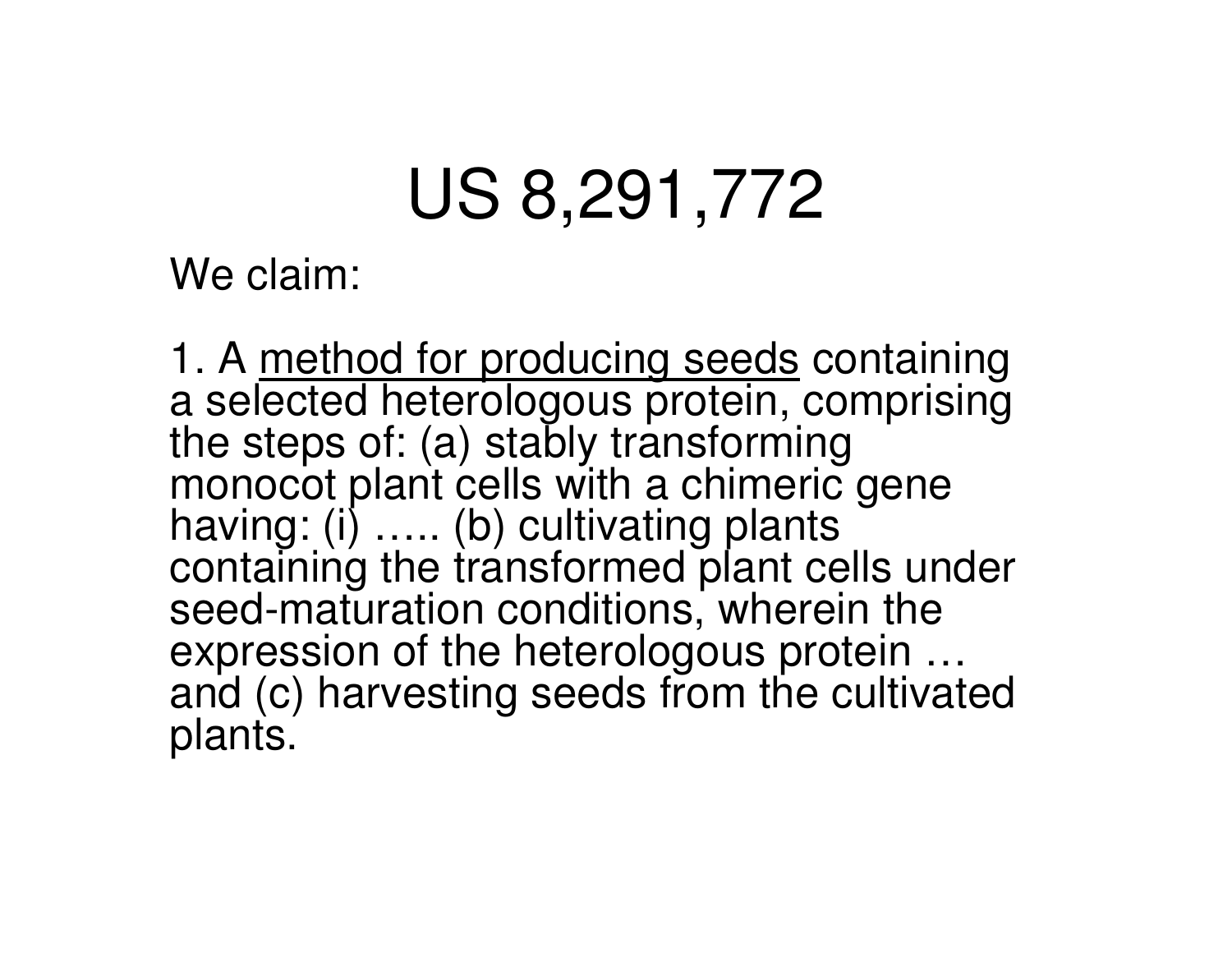# US 8,291,772

We claim:

1. A <u>method for producing seeds</u> containing a selected heterologous protein, comprising the steps of: (a) stably transforming monocot plant cells with a chimeric gene having: (i) ….. (b) cultivating plants containing the transformed plant cells under seed-maturation conditions, wherein the expression of the heterologous protein … and (c) harvesting seeds from the cultivated plants.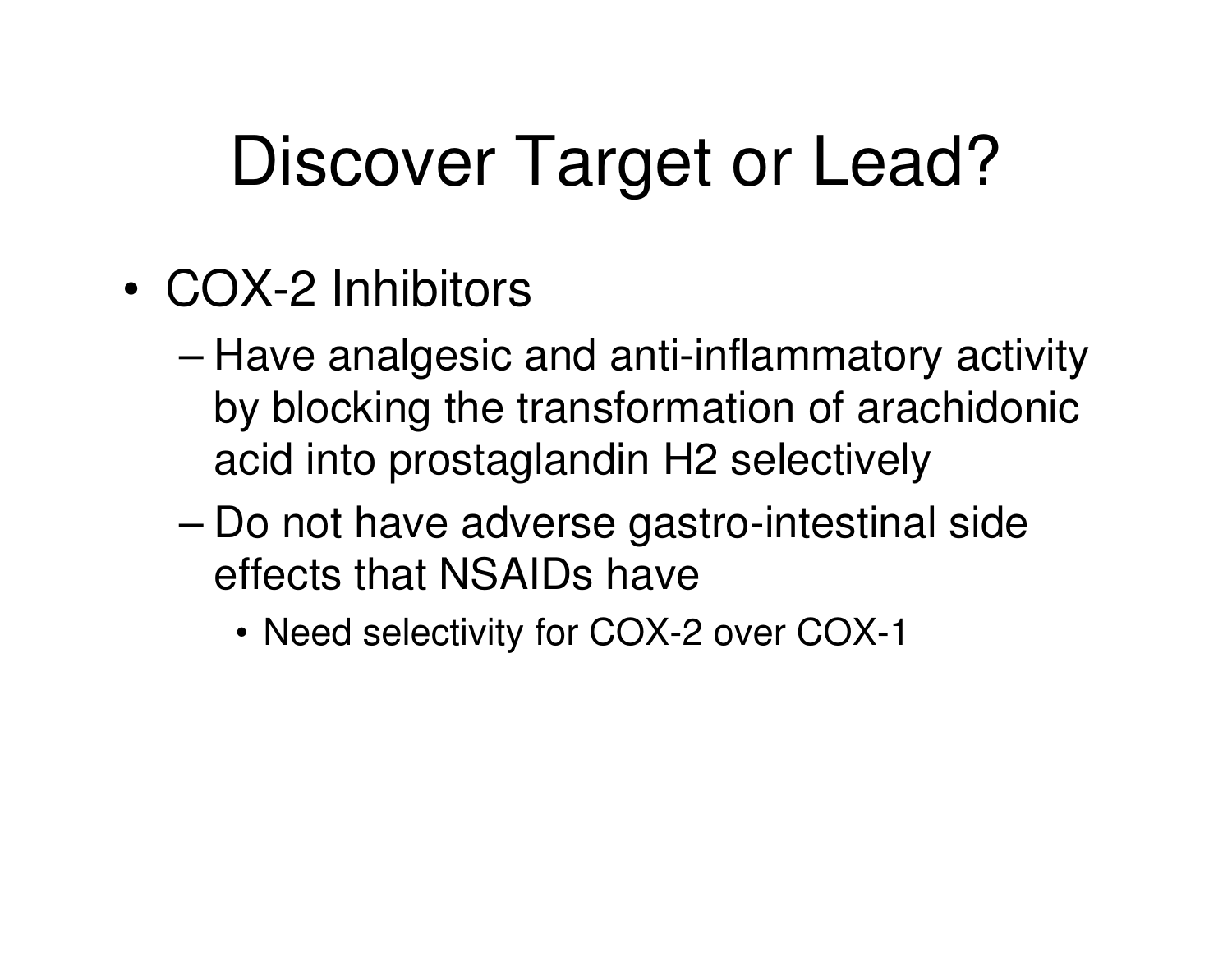# Discover Target or Lead?

- COX-2 Inhibitors
  - Have analgesic and anti-inflammatory activity by blocking the transformation of arachidonic acid into prostaglandin H2 selectively
  - Do not have adverse gastro-intestinal side effects that NSAIDs have
    - Need selectivity for COX-2 over COX-1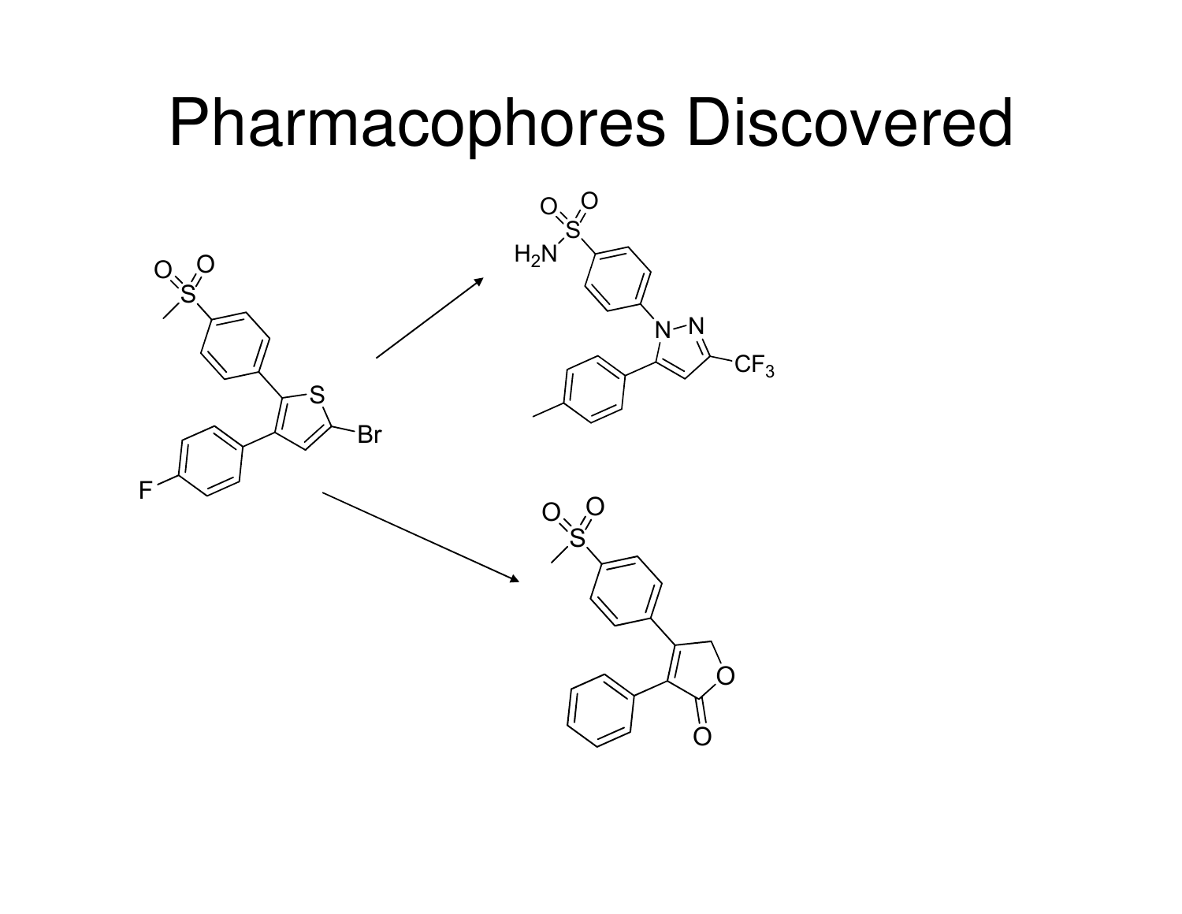# Pharmacophores Discovered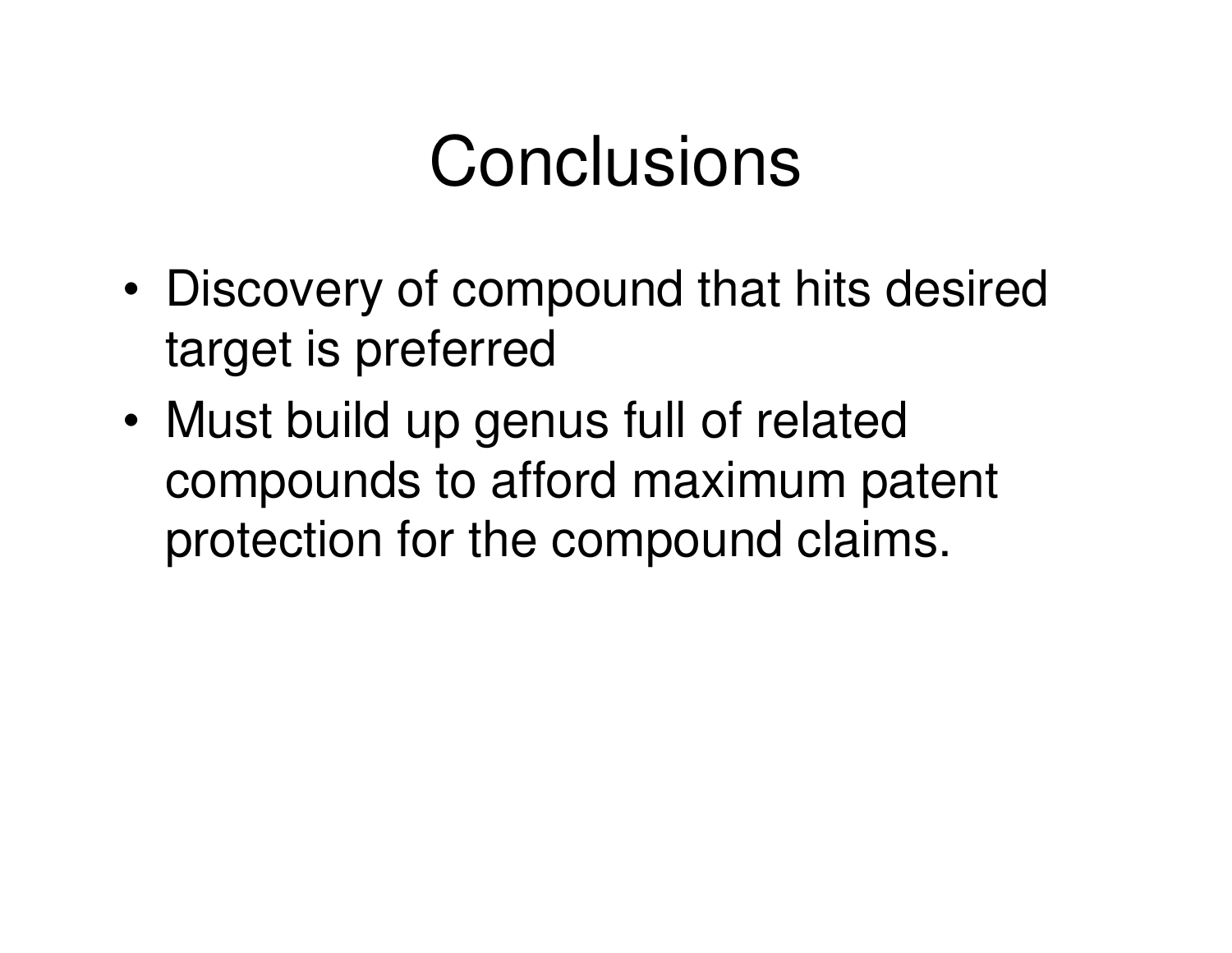# Conclusions

- Discovery of compound that hits desired target is preferred
- Must build up genus full of related compounds to afford maximum patent protection for the compound claims.